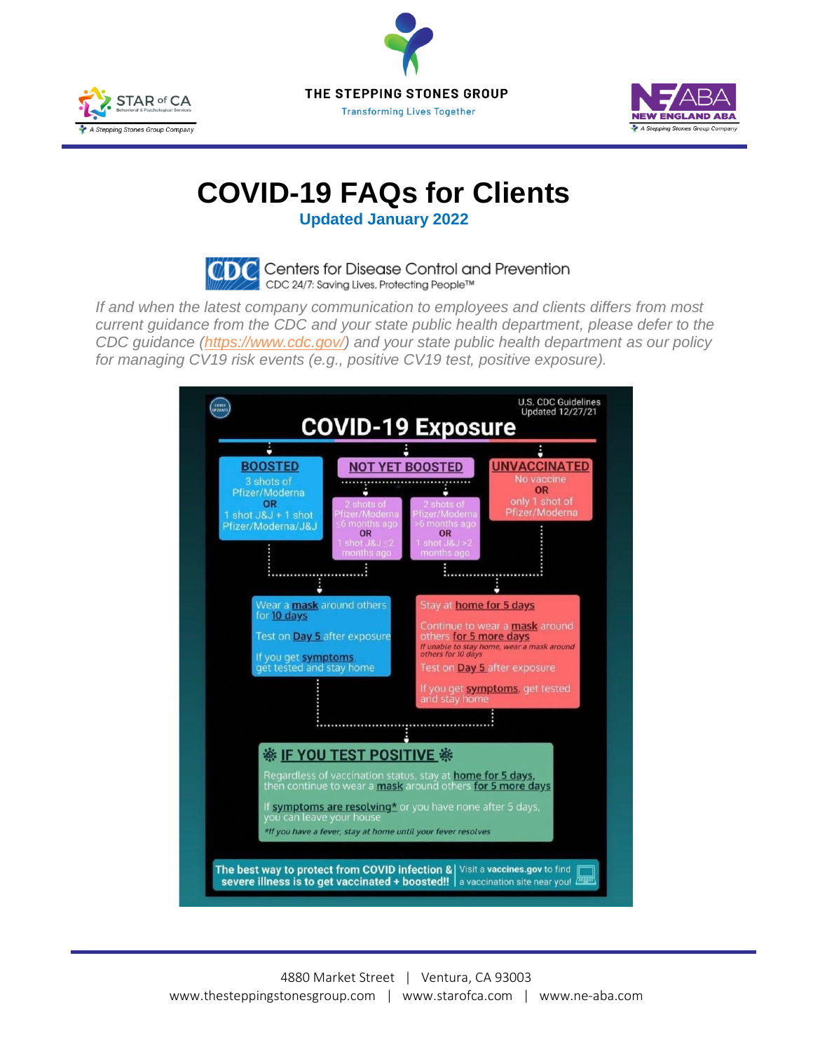THE STEPPING STONES GROUP

Transforming Lives Together

# COVID-19 FAQs for Clients

**Updated January 2022**

Centers for Disease Control and Prevention

CDC 24/7: Saving Lives, Protecting People™

*If and when the latest company communication to employees and clients differs from most current guidance from the CDC and your state public health department, please defer to the CDC guidance (https://www.cdc.gov/) and your state public health department as our policy for managing CV19 risk events (e.g., positive CV19 test, positive exposure).*

U.S. CDC Guidelines Updated 12/27/21

## COVID-19 Exposure

**BOOSTED**
3 shots of Pfizer/Moderna
OR
1 shot J&J + 1 shot Pfizer/Moderna/J&J

**NOT YET BOOSTED**
- 2 shots of Pfizer/Moderna ≤6 months ago OR 1 shot J&J ≤2 months ago
- 2 shots of Pfizer/Moderna >6 months ago OR 1 shot J&J >2 months ago

**UNVACCINATED**
No vaccine
OR
only 1 shot of Pfizer/Moderna

**Boosted, or not yet boosted (2 shots of Pfizer/Moderna ≤6 months ago OR 1 shot J&J ≤2 months ago):**

- Wear a mask around others for 10 days
- Test on Day 5 after exposure
- If you get symptoms, get tested and stay home

**Not yet boosted (2 shots of Pfizer/Moderna >6 months ago OR 1 shot J&J >2 months ago), or unvaccinated:**

- Stay at home for 5 days
- Continue to wear a mask around others for 5 more days
  - *If unable to stay home, wear a mask around others for 10 days*
- Test on Day 5 after exposure
- If you get symptoms, get tested and stay home

### IF YOU TEST POSITIVE

Regardless of vaccination status, stay at home for 5 days, then continue to wear a mask around others for 5 more days

If symptoms are resolving* or you have none after 5 days, you can leave your house

*\*If you have a fever, stay at home until your fever resolves*

**The best way to protect from COVID infection & severe illness is to get vaccinated + boosted!!** | Visit a **vaccines.gov** to find a vaccination site near you!

4880 Market Street | Ventura, CA 93003

www.thesteppingstonesgroup.com | www.starofca.com | www.ne-aba.com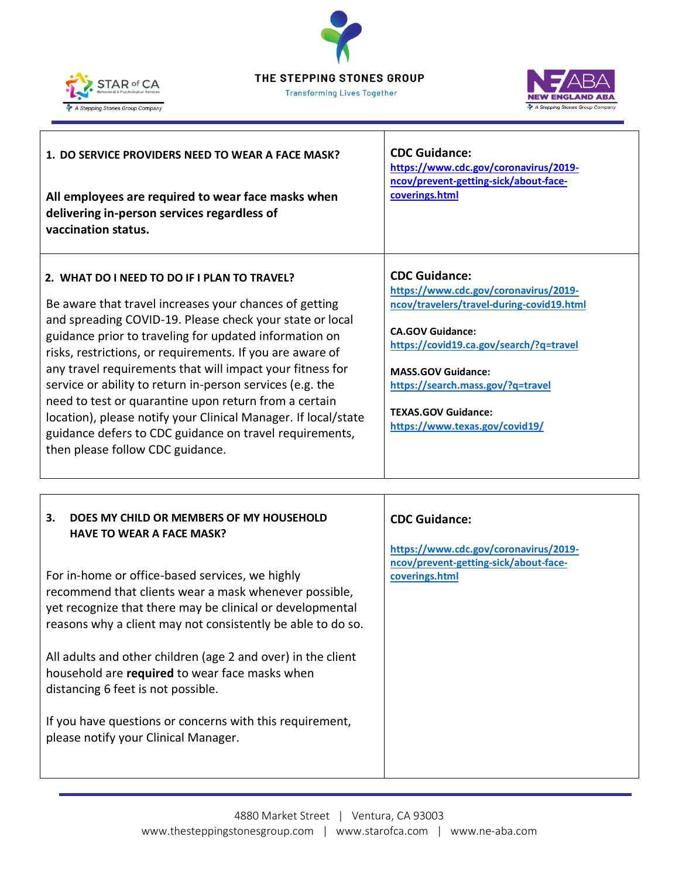| 1. DO SERVICE PROVIDERS NEED TO WEAR A FACE MASK? | CDC Guidance: |
|---|---|
| **All employees are required to wear face masks when delivering in-person services regardless of vaccination status.** | https://www.cdc.gov/coronavirus/2019-ncov/prevent-getting-sick/about-face-coverings.html |

| 2. WHAT DO I NEED TO DO IF I PLAN TO TRAVEL? | CDC Guidance: |
|---|---|
| Be aware that travel increases your chances of getting and spreading COVID-19. Please check your state or local guidance prior to traveling for updated information on risks, restrictions, or requirements. If you are aware of any travel requirements that will impact your fitness for service or ability to return in-person services (e.g. the need to test or quarantine upon return from a certain location), please notify your Clinical Manager. If local/state guidance defers to CDC guidance on travel requirements, then please follow CDC guidance. | https://www.cdc.gov/coronavirus/2019-ncov/travelers/travel-during-covid19.html<br><br>**CA.GOV Guidance:**<br>https://covid19.ca.gov/search/?q=travel<br><br>**MASS.GOV Guidance:**<br>https://search.mass.gov/?q=travel<br><br>**TEXAS.GOV Guidance:**<br>https://www.texas.gov/covid19/ |

| 3. DOES MY CHILD OR MEMBERS OF MY HOUSEHOLD HAVE TO WEAR A FACE MASK? | CDC Guidance: |
|---|---|
| For in-home or office-based services, we highly recommend that clients wear a mask whenever possible, yet recognize that there may be clinical or developmental reasons why a client may not consistently be able to do so.<br><br>All adults and other children (age 2 and over) in the client household are **required** to wear face masks when distancing 6 feet is not possible.<br><br>If you have questions or concerns with this requirement, please notify your Clinical Manager. | https://www.cdc.gov/coronavirus/2019-ncov/prevent-getting-sick/about-face-coverings.html |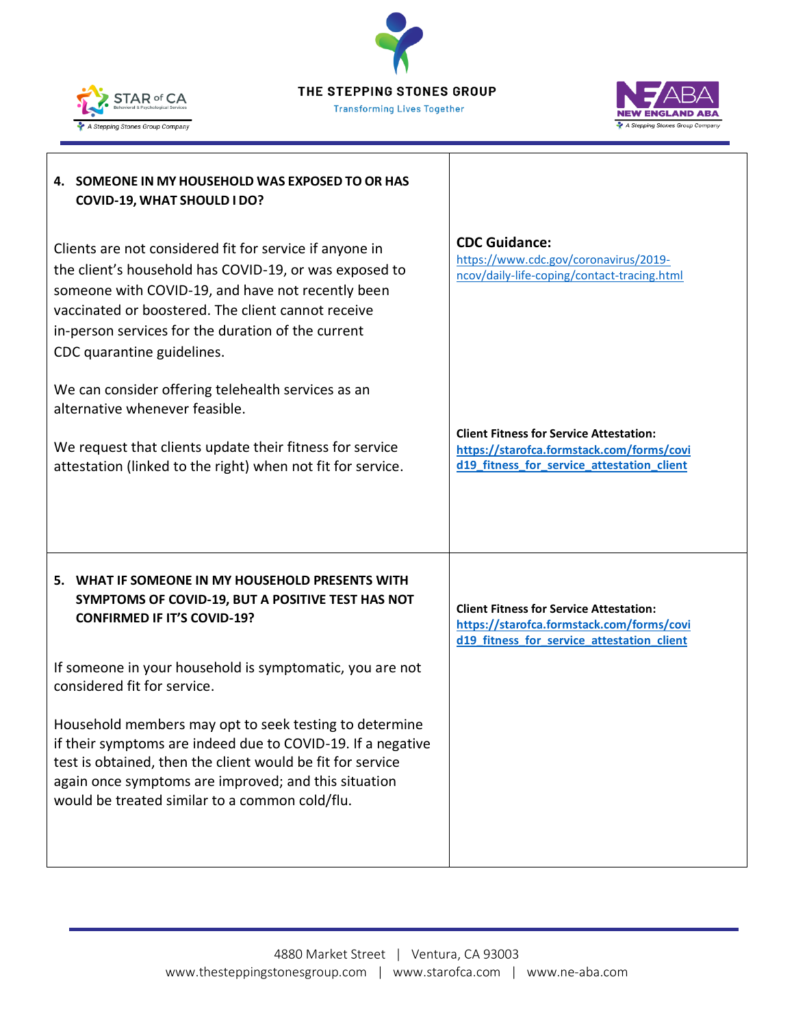| | |
|---|---|
| **4. SOMEONE IN MY HOUSEHOLD WAS EXPOSED TO OR HAS COVID-19, WHAT SHOULD I DO?**<br><br>Clients are not considered fit for service if anyone in the client's household has COVID-19, or was exposed to someone with COVID-19, and have not recently been vaccinated or boostered. The client cannot receive in-person services for the duration of the current CDC quarantine guidelines.<br><br>We can consider offering telehealth services as an alternative whenever feasible.<br><br>We request that clients update their fitness for service attestation (linked to the right) when not fit for service. | **CDC Guidance:**<br>https://www.cdc.gov/coronavirus/2019-ncov/daily-life-coping/contact-tracing.html<br><br>**Client Fitness for Service Attestation:**<br>**https://starofca.formstack.com/forms/covid19_fitness_for_service_attestation_client** |
| **5. WHAT IF SOMEONE IN MY HOUSEHOLD PRESENTS WITH SYMPTOMS OF COVID-19, BUT A POSITIVE TEST HAS NOT CONFIRMED IF IT'S COVID-19?**<br><br>If someone in your household is symptomatic, you are not considered fit for service.<br><br>Household members may opt to seek testing to determine if their symptoms are indeed due to COVID-19. If a negative test is obtained, then the client would be fit for service again once symptoms are improved; and this situation would be treated similar to a common cold/flu. | **Client Fitness for Service Attestation:**<br>**https://starofca.formstack.com/forms/covid19_fitness_for_service_attestation_client** |